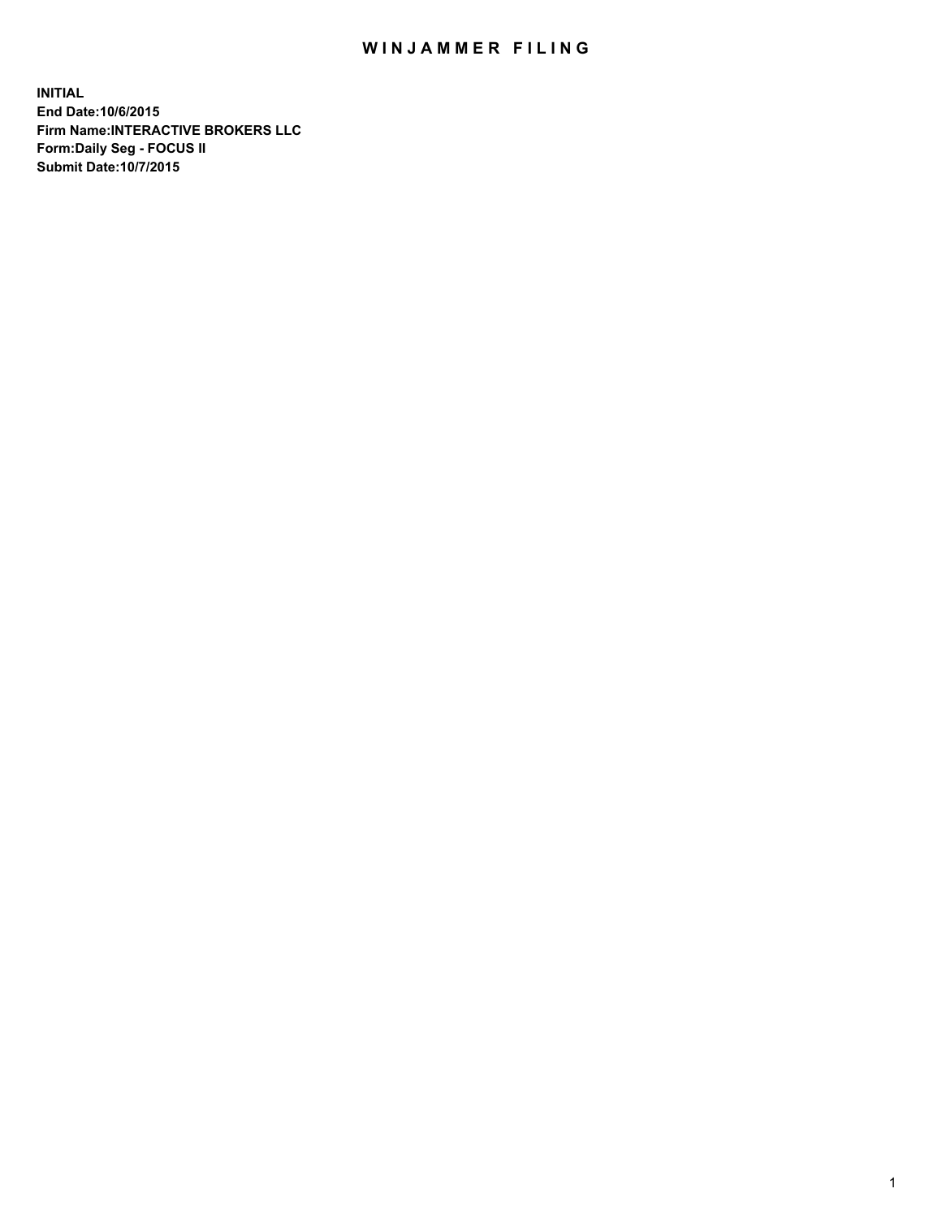# WINJAMMER FILING

**INITIAL**
**End Date:10/6/2015**
**Firm Name:INTERACTIVE BROKERS LLC**
**Form:Daily Seg - FOCUS II**
**Submit Date:10/7/2015**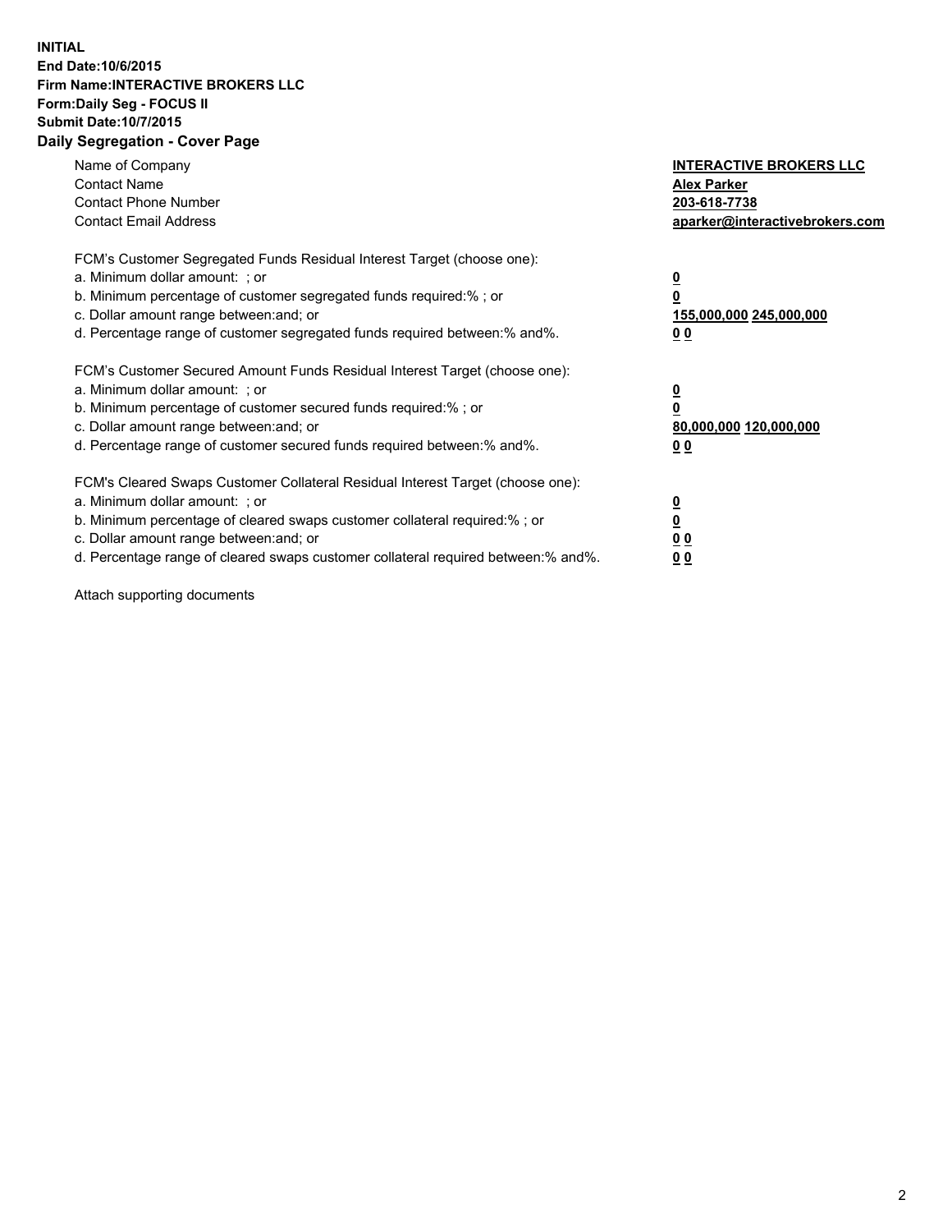**INITIAL**
**End Date:10/6/2015**
**Firm Name:INTERACTIVE BROKERS LLC**
**Form:Daily Seg - FOCUS II**
**Submit Date:10/7/2015**
**Daily Segregation - Cover Page**

| | |
|---|---|
| Name of Company | **INTERACTIVE BROKERS LLC** |
| Contact Name | **Alex Parker** |
| Contact Phone Number | **203-618-7738** |
| Contact Email Address | **aparker@interactivebrokers.com** |

FCM's Customer Segregated Funds Residual Interest Target (choose one):

| | |
|---|---|
| a. Minimum dollar amount: ; or | **0** |
| b. Minimum percentage of customer segregated funds required:% ; or | **0** |
| c. Dollar amount range between:and; or | **155,000,000 245,000,000** |
| d. Percentage range of customer segregated funds required between:% and%. | **0 0** |

FCM's Customer Secured Amount Funds Residual Interest Target (choose one):

| | |
|---|---|
| a. Minimum dollar amount: ; or | **0** |
| b. Minimum percentage of customer secured funds required:% ; or | **0** |
| c. Dollar amount range between:and; or | **80,000,000 120,000,000** |
| d. Percentage range of customer secured funds required between:% and%. | **0 0** |

FCM's Cleared Swaps Customer Collateral Residual Interest Target (choose one):

| | |
|---|---|
| a. Minimum dollar amount: ; or | **0** |
| b. Minimum percentage of cleared swaps customer collateral required:% ; or | **0** |
| c. Dollar amount range between:and; or | **0 0** |
| d. Percentage range of cleared swaps customer collateral required between:% and%. | **0 0** |

Attach supporting documents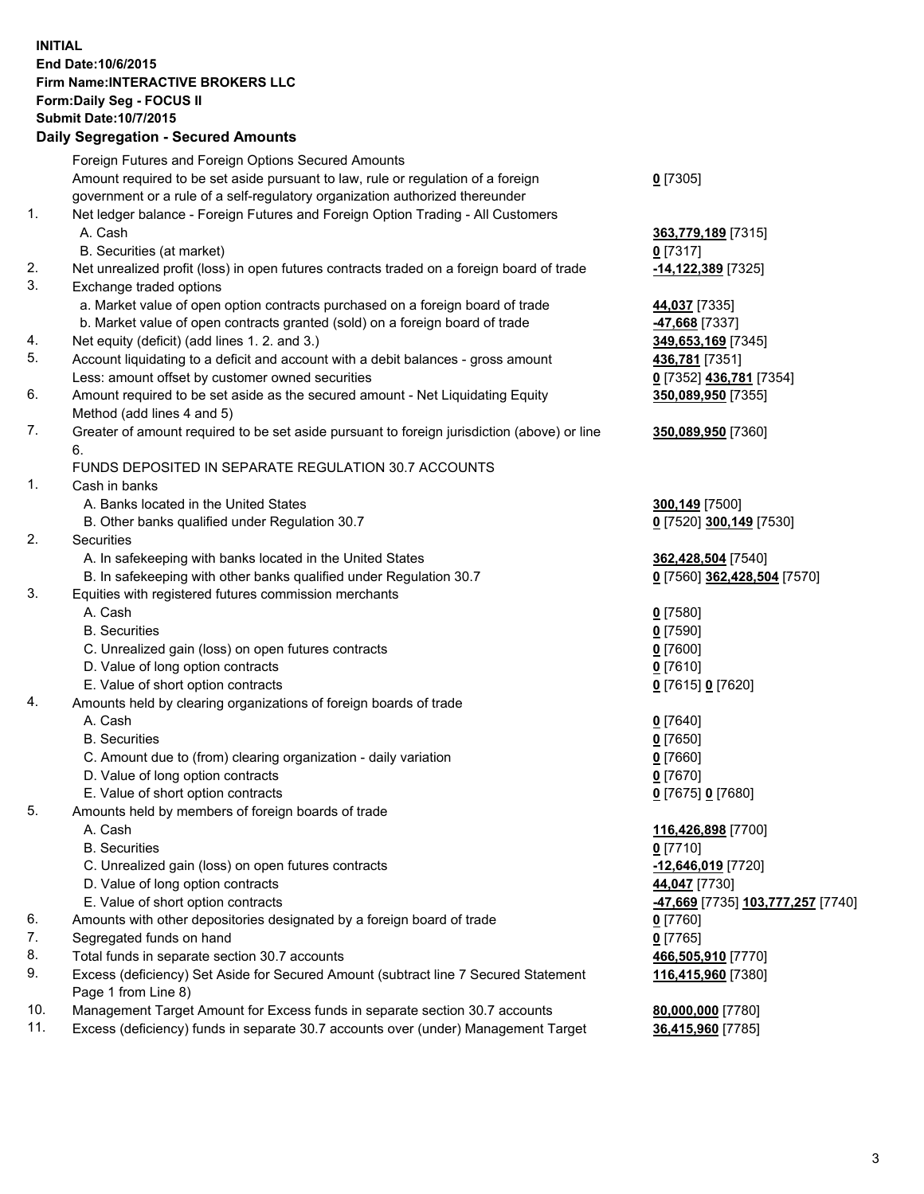**INITIAL**
**End Date:10/6/2015**
**Firm Name:INTERACTIVE BROKERS LLC**
**Form:Daily Seg - FOCUS II**
**Submit Date:10/7/2015**

## Daily Segregation - Secured Amounts

| | | |
|---|---|---|
| | Foreign Futures and Foreign Options Secured Amounts | |
| | Amount required to be set aside pursuant to law, rule or regulation of a foreign government or a rule of a self-regulatory organization authorized thereunder | **0** [7305] |
| 1. | Net ledger balance - Foreign Futures and Foreign Option Trading - All Customers | |
| | A. Cash | **363,779,189** [7315] |
| | B. Securities (at market) | **0** [7317] |
| 2. | Net unrealized profit (loss) in open futures contracts traded on a foreign board of trade | **-14,122,389** [7325] |
| 3. | Exchange traded options | |
| | a. Market value of open option contracts purchased on a foreign board of trade | **44,037** [7335] |
| | b. Market value of open contracts granted (sold) on a foreign board of trade | **-47,668** [7337] |
| 4. | Net equity (deficit) (add lines 1. 2. and 3.) | **349,653,169** [7345] |
| 5. | Account liquidating to a deficit and account with a debit balances - gross amount | **436,781** [7351] |
| | Less: amount offset by customer owned securities | **0** [7352] **436,781** [7354] |
| 6. | Amount required to be set aside as the secured amount - Net Liquidating Equity Method (add lines 4 and 5) | **350,089,950** [7355] |
| 7. | Greater of amount required to be set aside pursuant to foreign jurisdiction (above) or line 6. | **350,089,950** [7360] |
| | FUNDS DEPOSITED IN SEPARATE REGULATION 30.7 ACCOUNTS | |
| 1. | Cash in banks | |
| | A. Banks located in the United States | **300,149** [7500] |
| | B. Other banks qualified under Regulation 30.7 | **0** [7520] **300,149** [7530] |
| 2. | Securities | |
| | A. In safekeeping with banks located in the United States | **362,428,504** [7540] |
| | B. In safekeeping with other banks qualified under Regulation 30.7 | **0** [7560] **362,428,504** [7570] |
| 3. | Equities with registered futures commission merchants | |
| | A. Cash | **0** [7580] |
| | B. Securities | **0** [7590] |
| | C. Unrealized gain (loss) on open futures contracts | **0** [7600] |
| | D. Value of long option contracts | **0** [7610] |
| | E. Value of short option contracts | **0** [7615] **0** [7620] |
| 4. | Amounts held by clearing organizations of foreign boards of trade | |
| | A. Cash | **0** [7640] |
| | B. Securities | **0** [7650] |
| | C. Amount due to (from) clearing organization - daily variation | **0** [7660] |
| | D. Value of long option contracts | **0** [7670] |
| | E. Value of short option contracts | **0** [7675] **0** [7680] |
| 5. | Amounts held by members of foreign boards of trade | |
| | A. Cash | **116,426,898** [7700] |
| | B. Securities | **0** [7710] |
| | C. Unrealized gain (loss) on open futures contracts | **-12,646,019** [7720] |
| | D. Value of long option contracts | **44,047** [7730] |
| | E. Value of short option contracts | **-47,669** [7735] **103,777,257** [7740] |
| 6. | Amounts with other depositories designated by a foreign board of trade | **0** [7760] |
| 7. | Segregated funds on hand | **0** [7765] |
| 8. | Total funds in separate section 30.7 accounts | **466,505,910** [7770] |
| 9. | Excess (deficiency) Set Aside for Secured Amount (subtract line 7 Secured Statement Page 1 from Line 8) | **116,415,960** [7380] |
| 10. | Management Target Amount for Excess funds in separate section 30.7 accounts | **80,000,000** [7780] |
| 11. | Excess (deficiency) funds in separate 30.7 accounts over (under) Management Target | **36,415,960** [7785] |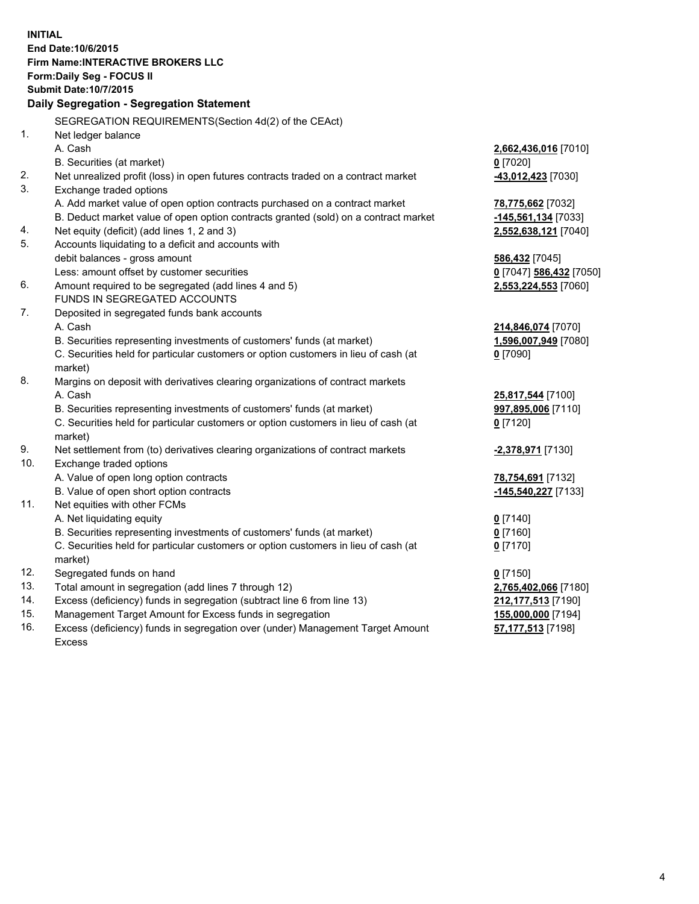**INITIAL**
**End Date:10/6/2015**
**Firm Name:INTERACTIVE BROKERS LLC**
**Form:Daily Seg - FOCUS II**
**Submit Date:10/7/2015**

## Daily Segregation - Segregation Statement

| | SEGREGATION REQUIREMENTS(Section 4d(2) of the CEAct) | |
|---|---|---|
| 1. | Net ledger balance | |
| | A. Cash | **2,662,436,016** [7010] |
| | B. Securities (at market) | **0** [7020] |
| 2. | Net unrealized profit (loss) in open futures contracts traded on a contract market | **-43,012,423** [7030] |
| 3. | Exchange traded options | |
| | A. Add market value of open option contracts purchased on a contract market | **78,775,662** [7032] |
| | B. Deduct market value of open option contracts granted (sold) on a contract market | **-145,561,134** [7033] |
| 4. | Net equity (deficit) (add lines 1, 2 and 3) | **2,552,638,121** [7040] |
| 5. | Accounts liquidating to a deficit and accounts with | |
| | debit balances - gross amount | **586,432** [7045] |
| | Less: amount offset by customer securities | **0** [7047] **586,432** [7050] |
| 6. | Amount required to be segregated (add lines 4 and 5) | **2,553,224,553** [7060] |
| | FUNDS IN SEGREGATED ACCOUNTS | |
| 7. | Deposited in segregated funds bank accounts | |
| | A. Cash | **214,846,074** [7070] |
| | B. Securities representing investments of customers' funds (at market) | **1,596,007,949** [7080] |
| | C. Securities held for particular customers or option customers in lieu of cash (at market) | **0** [7090] |
| 8. | Margins on deposit with derivatives clearing organizations of contract markets | |
| | A. Cash | **25,817,544** [7100] |
| | B. Securities representing investments of customers' funds (at market) | **997,895,006** [7110] |
| | C. Securities held for particular customers or option customers in lieu of cash (at market) | **0** [7120] |
| 9. | Net settlement from (to) derivatives clearing organizations of contract markets | **-2,378,971** [7130] |
| 10. | Exchange traded options | |
| | A. Value of open long option contracts | **78,754,691** [7132] |
| | B. Value of open short option contracts | **-145,540,227** [7133] |
| 11. | Net equities with other FCMs | |
| | A. Net liquidating equity | **0** [7140] |
| | B. Securities representing investments of customers' funds (at market) | **0** [7160] |
| | C. Securities held for particular customers or option customers in lieu of cash (at market) | **0** [7170] |
| 12. | Segregated funds on hand | **0** [7150] |
| 13. | Total amount in segregation (add lines 7 through 12) | **2,765,402,066** [7180] |
| 14. | Excess (deficiency) funds in segregation (subtract line 6 from line 13) | **212,177,513** [7190] |
| 15. | Management Target Amount for Excess funds in segregation | **155,000,000** [7194] |
| 16. | Excess (deficiency) funds in segregation over (under) Management Target Amount Excess | **57,177,513** [7198] |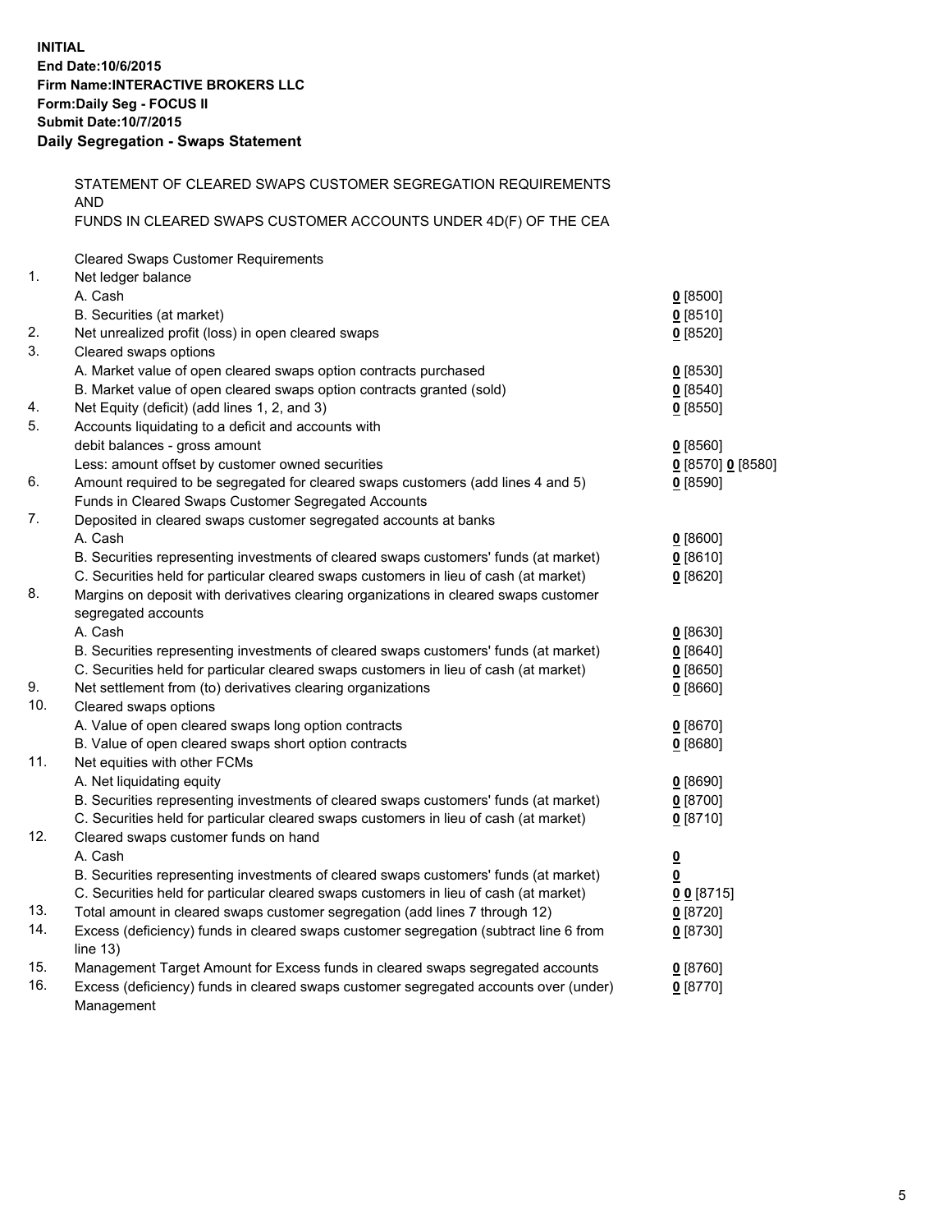**INITIAL**
**End Date:10/6/2015**
**Firm Name:INTERACTIVE BROKERS LLC**
**Form:Daily Seg - FOCUS II**
**Submit Date:10/7/2015**
**Daily Segregation - Swaps Statement**

STATEMENT OF CLEARED SWAPS CUSTOMER SEGREGATION REQUIREMENTS AND FUNDS IN CLEARED SWAPS CUSTOMER ACCOUNTS UNDER 4D(F) OF THE CEA

| | | |
|---|---|---|
| | Cleared Swaps Customer Requirements | |
| 1. | Net ledger balance | |
| | A. Cash | 0 [8500] |
| | B. Securities (at market) | 0 [8510] |
| 2. | Net unrealized profit (loss) in open cleared swaps | 0 [8520] |
| 3. | Cleared swaps options | |
| | A. Market value of open cleared swaps option contracts purchased | 0 [8530] |
| | B. Market value of open cleared swaps option contracts granted (sold) | 0 [8540] |
| 4. | Net Equity (deficit) (add lines 1, 2, and 3) | 0 [8550] |
| 5. | Accounts liquidating to a deficit and accounts with debit balances - gross amount | 0 [8560] |
| | Less: amount offset by customer owned securities | 0 [8570] 0 [8580] |
| 6. | Amount required to be segregated for cleared swaps customers (add lines 4 and 5) | 0 [8590] |
| | Funds in Cleared Swaps Customer Segregated Accounts | |
| 7. | Deposited in cleared swaps customer segregated accounts at banks | |
| | A. Cash | 0 [8600] |
| | B. Securities representing investments of cleared swaps customers' funds (at market) | 0 [8610] |
| | C. Securities held for particular cleared swaps customers in lieu of cash (at market) | 0 [8620] |
| 8. | Margins on deposit with derivatives clearing organizations in cleared swaps customer segregated accounts | |
| | A. Cash | 0 [8630] |
| | B. Securities representing investments of cleared swaps customers' funds (at market) | 0 [8640] |
| | C. Securities held for particular cleared swaps customers in lieu of cash (at market) | 0 [8650] |
| 9. | Net settlement from (to) derivatives clearing organizations | 0 [8660] |
| 10. | Cleared swaps options | |
| | A. Value of open cleared swaps long option contracts | 0 [8670] |
| | B. Value of open cleared swaps short option contracts | 0 [8680] |
| 11. | Net equities with other FCMs | |
| | A. Net liquidating equity | 0 [8690] |
| | B. Securities representing investments of cleared swaps customers' funds (at market) | 0 [8700] |
| | C. Securities held for particular cleared swaps customers in lieu of cash (at market) | 0 [8710] |
| 12. | Cleared swaps customer funds on hand | |
| | A. Cash | 0 |
| | B. Securities representing investments of cleared swaps customers' funds (at market) | 0 |
| | C. Securities held for particular cleared swaps customers in lieu of cash (at market) | 0 0 [8715] |
| 13. | Total amount in cleared swaps customer segregation (add lines 7 through 12) | 0 [8720] |
| 14. | Excess (deficiency) funds in cleared swaps customer segregation (subtract line 6 from line 13) | 0 [8730] |
| 15. | Management Target Amount for Excess funds in cleared swaps segregated accounts | 0 [8760] |
| 16. | Excess (deficiency) funds in cleared swaps customer segregated accounts over (under) Management | 0 [8770] |